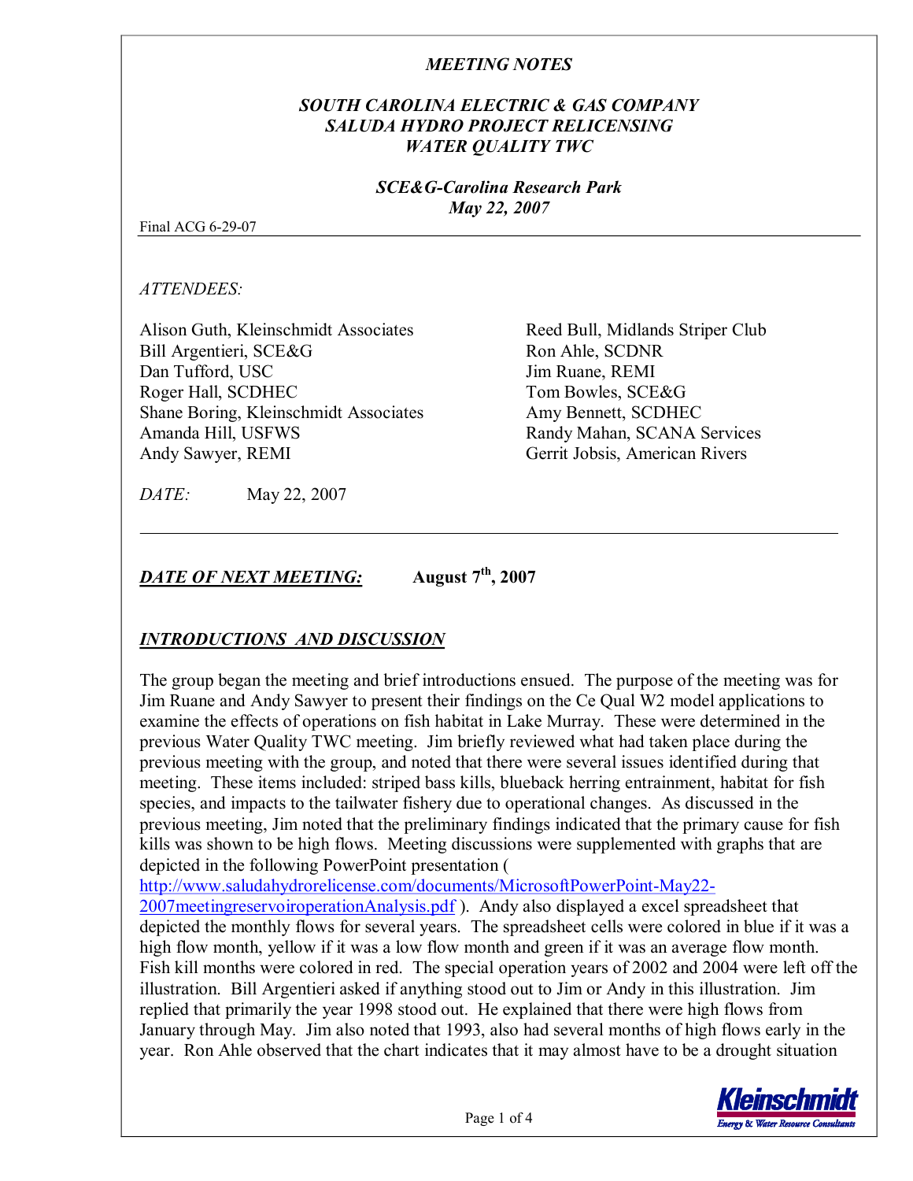*MEETING NOTES*

***SOUTH CAROLINA ELECTRIC & GAS COMPANY***
***SALUDA HYDRO PROJECT RELICENSING***
***WATER QUALITY TWC***

***SCE&G-Carolina Research Park***
***May 22, 2007***

Final ACG 6-29-07

*ATTENDEES:*

Alison Guth, Kleinschmidt Associates
Bill Argentieri, SCE&G
Dan Tufford, USC
Roger Hall, SCDHEC
Shane Boring, Kleinschmidt Associates
Amanda Hill, USFWS
Andy Sawyer, REMI
Reed Bull, Midlands Striper Club
Ron Ahle, SCDNR
Jim Ruane, REMI
Tom Bowles, SCE&G
Amy Bennett, SCDHEC
Randy Mahan, SCANA Services
Gerrit Jobsis, American Rivers

*DATE:* May 22, 2007

***DATE OF NEXT MEETING:*** **August 7th, 2007**

***INTRODUCTIONS AND DISCUSSION***

The group began the meeting and brief introductions ensued. The purpose of the meeting was for Jim Ruane and Andy Sawyer to present their findings on the Ce Qual W2 model applications to examine the effects of operations on fish habitat in Lake Murray. These were determined in the previous Water Quality TWC meeting. Jim briefly reviewed what had taken place during the previous meeting with the group, and noted that there were several issues identified during that meeting. These items included: striped bass kills, blueback herring entrainment, habitat for fish species, and impacts to the tailwater fishery due to operational changes. As discussed in the previous meeting, Jim noted that the preliminary findings indicated that the primary cause for fish kills was shown to be high flows. Meeting discussions were supplemented with graphs that are depicted in the following PowerPoint presentation ( http://www.saludahydrorelicense.com/documents/MicrosoftPowerPoint-May22-2007meetingreservoiroperationAnalysis.pdf ). Andy also displayed a excel spreadsheet that depicted the monthly flows for several years. The spreadsheet cells were colored in blue if it was a high flow month, yellow if it was a low flow month and green if it was an average flow month. Fish kill months were colored in red. The special operation years of 2002 and 2004 were left off the illustration. Bill Argentieri asked if anything stood out to Jim or Andy in this illustration. Jim replied that primarily the year 1998 stood out. He explained that there were high flows from January through May. Jim also noted that 1993, also had several months of high flows early in the year. Ron Ahle observed that the chart indicates that it may almost have to be a drought situation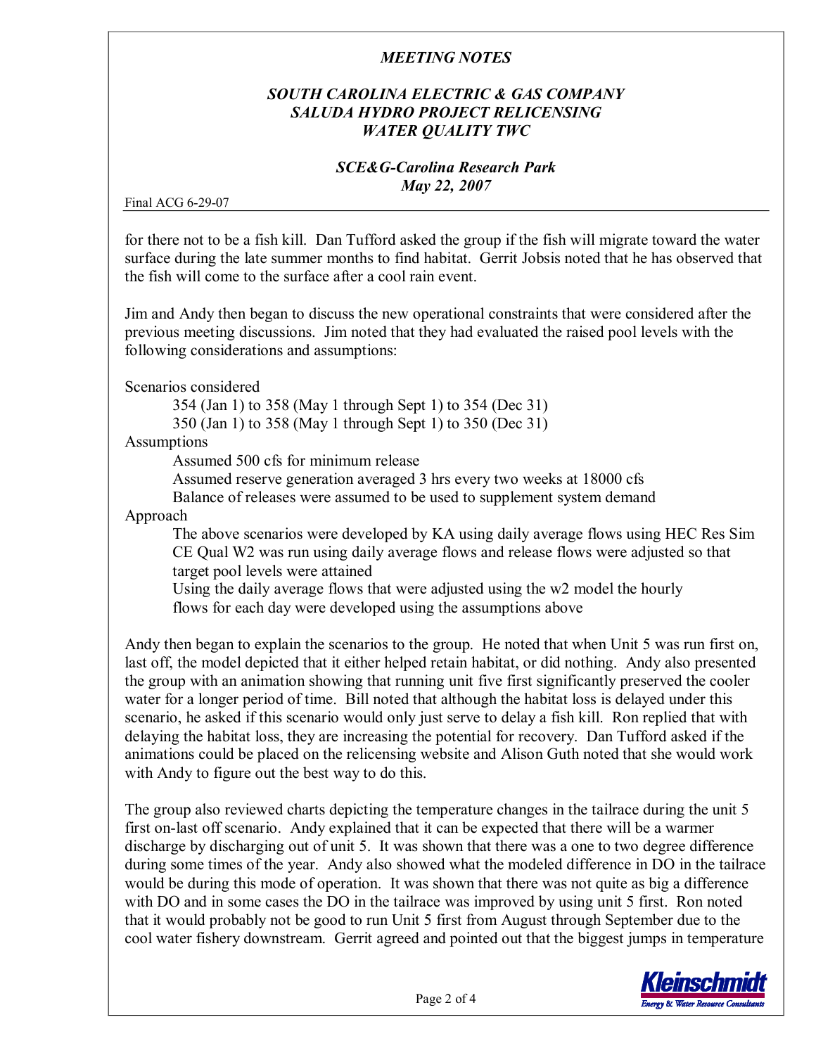for there not to be a fish kill. Dan Tufford asked the group if the fish will migrate toward the water surface during the late summer months to find habitat. Gerrit Jobsis noted that he has observed that the fish will come to the surface after a cool rain event.

Jim and Andy then began to discuss the new operational constraints that were considered after the previous meeting discussions. Jim noted that they had evaluated the raised pool levels with the following considerations and assumptions:

Scenarios considered

- 354 (Jan 1) to 358 (May 1 through Sept 1) to 354 (Dec 31)
- 350 (Jan 1) to 358 (May 1 through Sept 1) to 350 (Dec 31)

Assumptions

- Assumed 500 cfs for minimum release
- Assumed reserve generation averaged 3 hrs every two weeks at 18000 cfs
- Balance of releases were assumed to be used to supplement system demand

Approach

- The above scenarios were developed by KA using daily average flows using HEC Res Sim
- CE Qual W2 was run using daily average flows and release flows were adjusted so that target pool levels were attained
- Using the daily average flows that were adjusted using the w2 model the hourly flows for each day were developed using the assumptions above

Andy then began to explain the scenarios to the group. He noted that when Unit 5 was run first on, last off, the model depicted that it either helped retain habitat, or did nothing. Andy also presented the group with an animation showing that running unit five first significantly preserved the cooler water for a longer period of time. Bill noted that although the habitat loss is delayed under this scenario, he asked if this scenario would only just serve to delay a fish kill. Ron replied that with delaying the habitat loss, they are increasing the potential for recovery. Dan Tufford asked if the animations could be placed on the relicensing website and Alison Guth noted that she would work with Andy to figure out the best way to do this.

The group also reviewed charts depicting the temperature changes in the tailrace during the unit 5 first on-last off scenario. Andy explained that it can be expected that there will be a warmer discharge by discharging out of unit 5. It was shown that there was a one to two degree difference during some times of the year. Andy also showed what the modeled difference in DO in the tailrace would be during this mode of operation. It was shown that there was not quite as big a difference with DO and in some cases the DO in the tailrace was improved by using unit 5 first. Ron noted that it would probably not be good to run Unit 5 first from August through September due to the cool water fishery downstream. Gerrit agreed and pointed out that the biggest jumps in temperature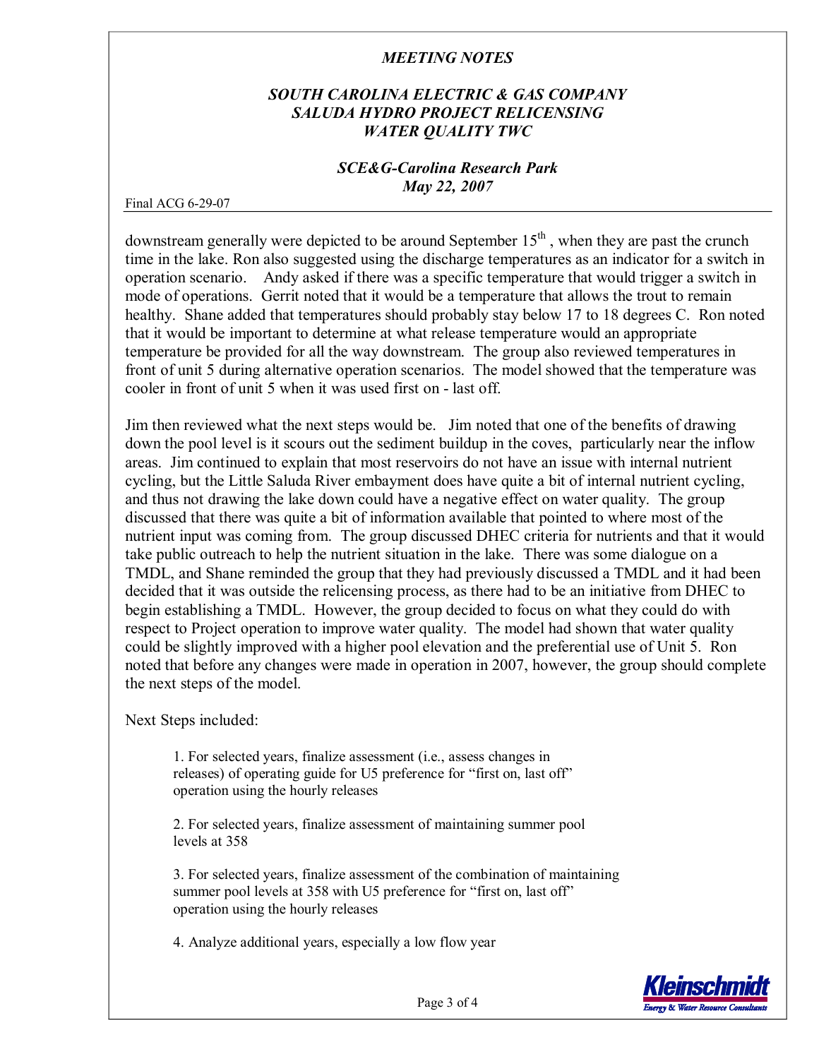downstream generally were depicted to be around September 15$^{th}$ , when they are past the crunch time in the lake. Ron also suggested using the discharge temperatures as an indicator for a switch in operation scenario. Andy asked if there was a specific temperature that would trigger a switch in mode of operations. Gerrit noted that it would be a temperature that allows the trout to remain healthy. Shane added that temperatures should probably stay below 17 to 18 degrees C. Ron noted that it would be important to determine at what release temperature would an appropriate temperature be provided for all the way downstream. The group also reviewed temperatures in front of unit 5 during alternative operation scenarios. The model showed that the temperature was cooler in front of unit 5 when it was used first on - last off.

Jim then reviewed what the next steps would be. Jim noted that one of the benefits of drawing down the pool level is it scours out the sediment buildup in the coves, particularly near the inflow areas. Jim continued to explain that most reservoirs do not have an issue with internal nutrient cycling, but the Little Saluda River embayment does have quite a bit of internal nutrient cycling, and thus not drawing the lake down could have a negative effect on water quality. The group discussed that there was quite a bit of information available that pointed to where most of the nutrient input was coming from. The group discussed DHEC criteria for nutrients and that it would take public outreach to help the nutrient situation in the lake. There was some dialogue on a TMDL, and Shane reminded the group that they had previously discussed a TMDL and it had been decided that it was outside the relicensing process, as there had to be an initiative from DHEC to begin establishing a TMDL. However, the group decided to focus on what they could do with respect to Project operation to improve water quality. The model had shown that water quality could be slightly improved with a higher pool elevation and the preferential use of Unit 5. Ron noted that before any changes were made in operation in 2007, however, the group should complete the next steps of the model.

Next Steps included:

1. For selected years, finalize assessment (i.e., assess changes in releases) of operating guide for U5 preference for "first on, last off" operation using the hourly releases

2. For selected years, finalize assessment of maintaining summer pool levels at 358

3. For selected years, finalize assessment of the combination of maintaining summer pool levels at 358 with U5 preference for "first on, last off" operation using the hourly releases

4. Analyze additional years, especially a low flow year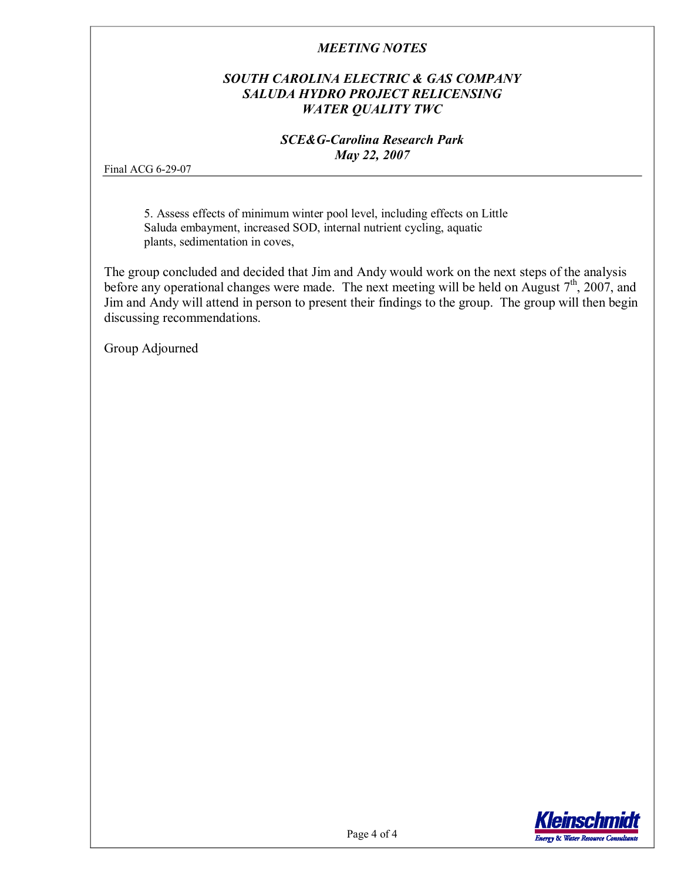5. Assess effects of minimum winter pool level, including effects on Little Saluda embayment, increased SOD, internal nutrient cycling, aquatic plants, sedimentation in coves,

The group concluded and decided that Jim and Andy would work on the next steps of the analysis before any operational changes were made. The next meeting will be held on August 7th, 2007, and Jim and Andy will attend in person to present their findings to the group. The group will then begin discussing recommendations.

Group Adjourned